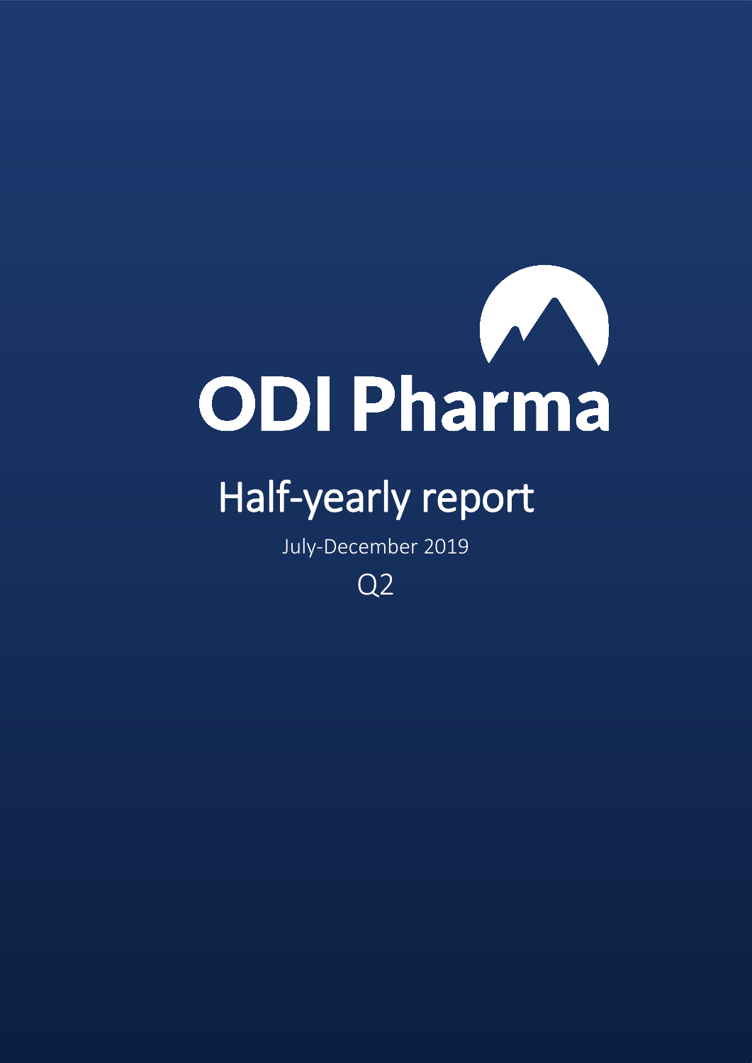# ODI Pharma

## Half-yearly report

July-December 2019

Q2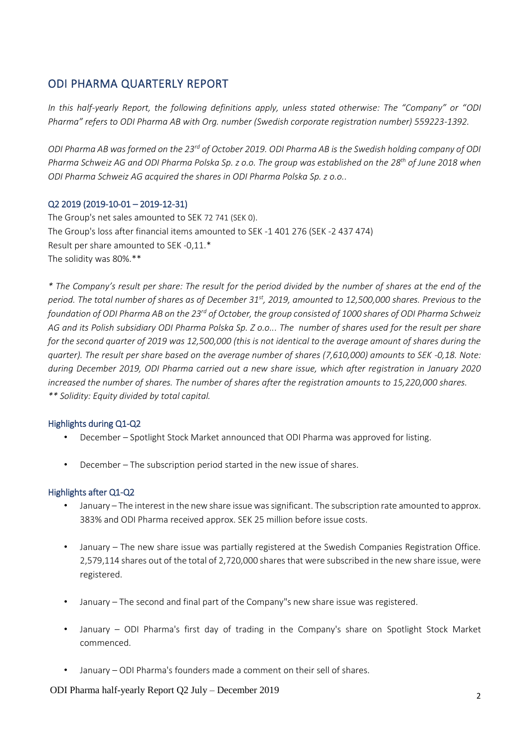## ODI PHARMA QUARTERLY REPORT

*In this half-yearly Report, the following definitions apply, unless stated otherwise: The "Company" or "ODI Pharma" refers to ODI Pharma AB with Org. number (Swedish corporate registration number) 559223-1392.*

*ODI Pharma AB was formed on the 23rd of October 2019. ODI Pharma AB is the Swedish holding company of ODI Pharma Schweiz AG and ODI Pharma Polska Sp. z o.o. The group was established on the 28th of June 2018 when ODI Pharma Schweiz AG acquired the shares in ODI Pharma Polska Sp. z o.o..*

### Q2 2019 (2019-10-01 – 2019-12-31)

The Group's net sales amounted to SEK 72 741 (SEK 0).
The Group's loss after financial items amounted to SEK -1 401 276 (SEK -2 437 474)
Result per share amounted to SEK -0,11.*
The solidity was 80%.**

*\* The Company's result per share: The result for the period divided by the number of shares at the end of the period. The total number of shares as of December 31st, 2019, amounted to 12,500,000 shares. Previous to the foundation of ODI Pharma AB on the 23rd of October, the group consisted of 1000 shares of ODI Pharma Schweiz AG and its Polish subsidiary ODI Pharma Polska Sp. Z o.o... The number of shares used for the result per share for the second quarter of 2019 was 12,500,000 (this is not identical to the average amount of shares during the quarter). The result per share based on the average number of shares (7,610,000) amounts to SEK -0,18. Note: during December 2019, ODI Pharma carried out a new share issue, which after registration in January 2020 increased the number of shares. The number of shares after the registration amounts to 15,220,000 shares.*
*\*\* Solidity: Equity divided by total capital.*

### Highlights during Q1-Q2

- December – Spotlight Stock Market announced that ODI Pharma was approved for listing.
- December – The subscription period started in the new issue of shares.

### Highlights after Q1-Q2

- January – The interest in the new share issue was significant. The subscription rate amounted to approx. 383% and ODI Pharma received approx. SEK 25 million before issue costs.
- January – The new share issue was partially registered at the Swedish Companies Registration Office. 2,579,114 shares out of the total of 2,720,000 shares that were subscribed in the new share issue, were registered.
- January – The second and final part of the Company"s new share issue was registered.
- January – ODI Pharma's first day of trading in the Company's share on Spotlight Stock Market commenced.
- January – ODI Pharma's founders made a comment on their sell of shares.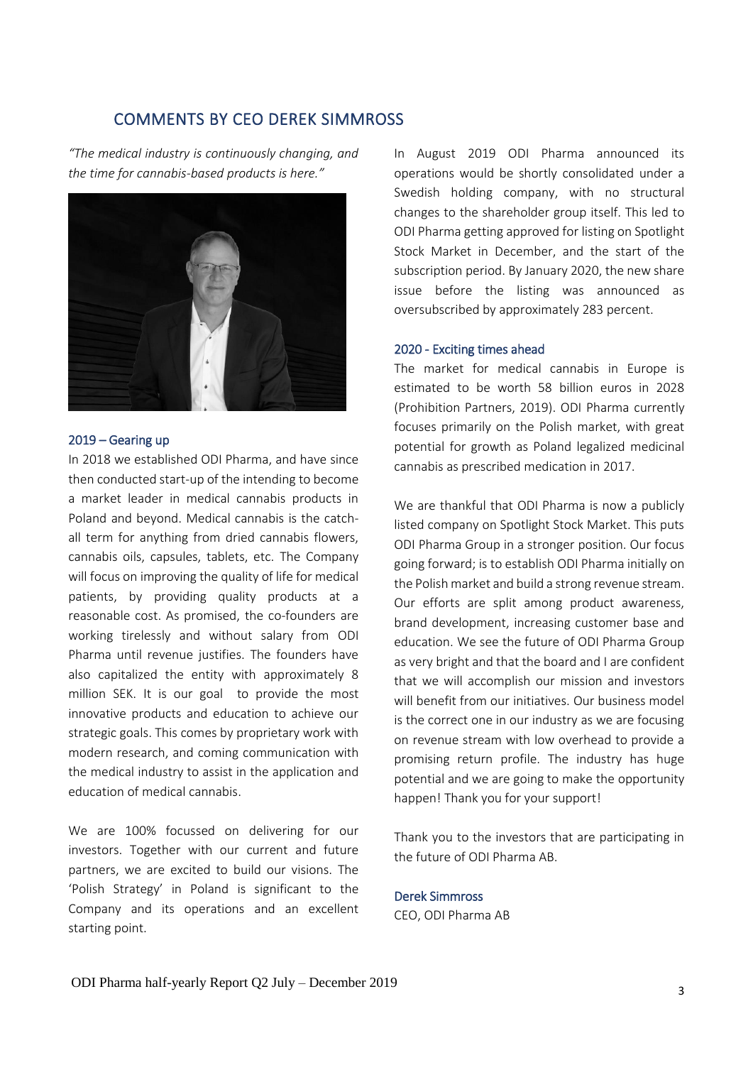## COMMENTS BY CEO DEREK SIMMROSS

*"The medical industry is continuously changing, and the time for cannabis-based products is here."*

### 2019 – Gearing up

In 2018 we established ODI Pharma, and have since then conducted start-up of the intending to become a market leader in medical cannabis products in Poland and beyond. Medical cannabis is the catch-all term for anything from dried cannabis flowers, cannabis oils, capsules, tablets, etc. The Company will focus on improving the quality of life for medical patients, by providing quality products at a reasonable cost. As promised, the co-founders are working tirelessly and without salary from ODI Pharma until revenue justifies. The founders have also capitalized the entity with approximately 8 million SEK. It is our goal to provide the most innovative products and education to achieve our strategic goals. This comes by proprietary work with modern research, and coming communication with the medical industry to assist in the application and education of medical cannabis.

We are 100% focussed on delivering for our investors. Together with our current and future partners, we are excited to build our visions. The 'Polish Strategy' in Poland is significant to the Company and its operations and an excellent starting point.

In August 2019 ODI Pharma announced its operations would be shortly consolidated under a Swedish holding company, with no structural changes to the shareholder group itself. This led to ODI Pharma getting approved for listing on Spotlight Stock Market in December, and the start of the subscription period. By January 2020, the new share issue before the listing was announced as oversubscribed by approximately 283 percent.

### 2020 - Exciting times ahead

The market for medical cannabis in Europe is estimated to be worth 58 billion euros in 2028 (Prohibition Partners, 2019). ODI Pharma currently focuses primarily on the Polish market, with great potential for growth as Poland legalized medicinal cannabis as prescribed medication in 2017.

We are thankful that ODI Pharma is now a publicly listed company on Spotlight Stock Market. This puts ODI Pharma Group in a stronger position. Our focus going forward; is to establish ODI Pharma initially on the Polish market and build a strong revenue stream. Our efforts are split among product awareness, brand development, increasing customer base and education. We see the future of ODI Pharma Group as very bright and that the board and I are confident that we will accomplish our mission and investors will benefit from our initiatives. Our business model is the correct one in our industry as we are focusing on revenue stream with low overhead to provide a promising return profile. The industry has huge potential and we are going to make the opportunity happen! Thank you for your support!

Thank you to the investors that are participating in the future of ODI Pharma AB.

**Derek Simmross**
CEO, ODI Pharma AB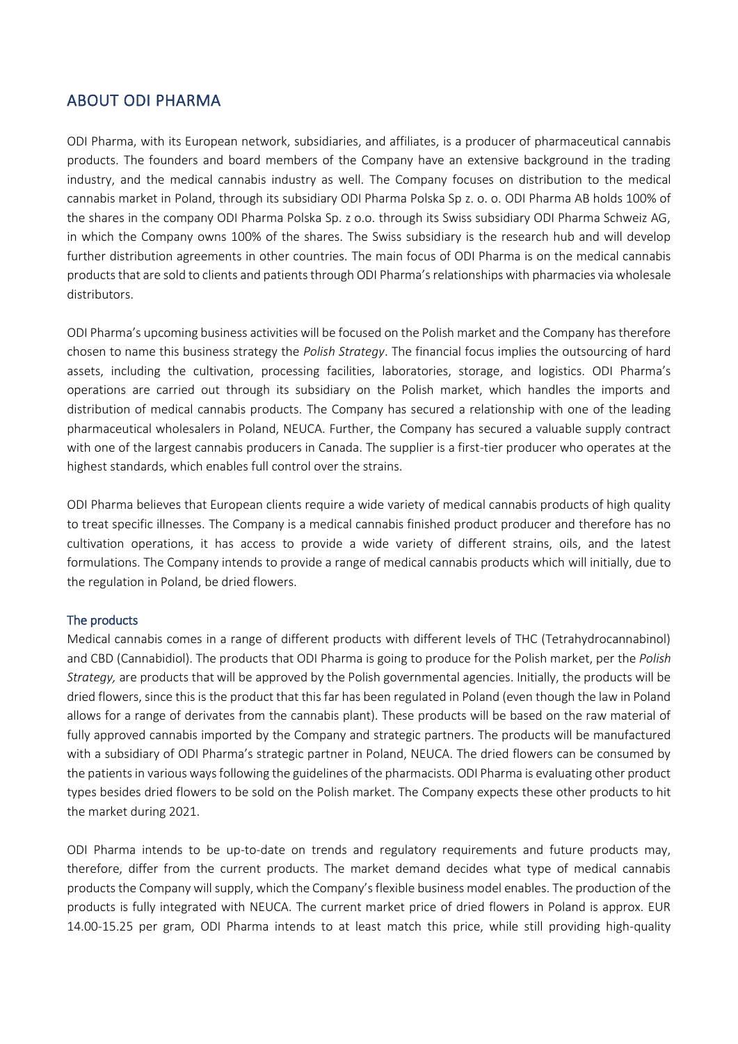## ABOUT ODI PHARMA

ODI Pharma, with its European network, subsidiaries, and affiliates, is a producer of pharmaceutical cannabis products. The founders and board members of the Company have an extensive background in the trading industry, and the medical cannabis industry as well. The Company focuses on distribution to the medical cannabis market in Poland, through its subsidiary ODI Pharma Polska Sp z. o. o. ODI Pharma AB holds 100% of the shares in the company ODI Pharma Polska Sp. z o.o. through its Swiss subsidiary ODI Pharma Schweiz AG, in which the Company owns 100% of the shares. The Swiss subsidiary is the research hub and will develop further distribution agreements in other countries. The main focus of ODI Pharma is on the medical cannabis products that are sold to clients and patients through ODI Pharma's relationships with pharmacies via wholesale distributors.

ODI Pharma's upcoming business activities will be focused on the Polish market and the Company has therefore chosen to name this business strategy the *Polish Strategy*. The financial focus implies the outsourcing of hard assets, including the cultivation, processing facilities, laboratories, storage, and logistics. ODI Pharma's operations are carried out through its subsidiary on the Polish market, which handles the imports and distribution of medical cannabis products. The Company has secured a relationship with one of the leading pharmaceutical wholesalers in Poland, NEUCA. Further, the Company has secured a valuable supply contract with one of the largest cannabis producers in Canada. The supplier is a first-tier producer who operates at the highest standards, which enables full control over the strains.

ODI Pharma believes that European clients require a wide variety of medical cannabis products of high quality to treat specific illnesses. The Company is a medical cannabis finished product producer and therefore has no cultivation operations, it has access to provide a wide variety of different strains, oils, and the latest formulations. The Company intends to provide a range of medical cannabis products which will initially, due to the regulation in Poland, be dried flowers.

### The products

Medical cannabis comes in a range of different products with different levels of THC (Tetrahydrocannabinol) and CBD (Cannabidiol). The products that ODI Pharma is going to produce for the Polish market, per the *Polish Strategy,* are products that will be approved by the Polish governmental agencies. Initially, the products will be dried flowers, since this is the product that this far has been regulated in Poland (even though the law in Poland allows for a range of derivates from the cannabis plant). These products will be based on the raw material of fully approved cannabis imported by the Company and strategic partners. The products will be manufactured with a subsidiary of ODI Pharma's strategic partner in Poland, NEUCA. The dried flowers can be consumed by the patients in various ways following the guidelines of the pharmacists. ODI Pharma is evaluating other product types besides dried flowers to be sold on the Polish market. The Company expects these other products to hit the market during 2021.

ODI Pharma intends to be up-to-date on trends and regulatory requirements and future products may, therefore, differ from the current products. The market demand decides what type of medical cannabis products the Company will supply, which the Company's flexible business model enables. The production of the products is fully integrated with NEUCA. The current market price of dried flowers in Poland is approx. EUR 14.00-15.25 per gram, ODI Pharma intends to at least match this price, while still providing high-quality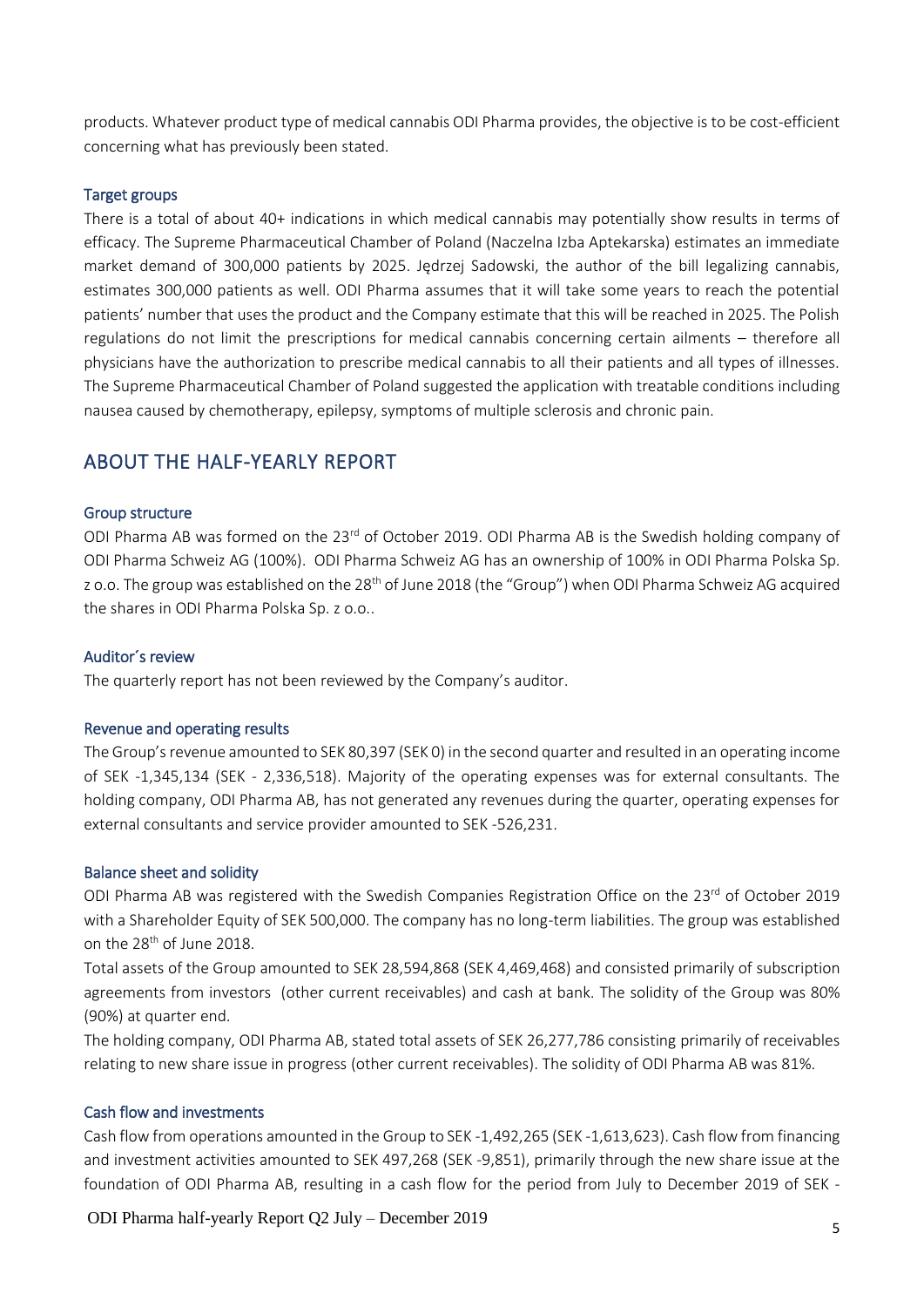products. Whatever product type of medical cannabis ODI Pharma provides, the objective is to be cost-efficient concerning what has previously been stated.

### Target groups

There is a total of about 40+ indications in which medical cannabis may potentially show results in terms of efficacy. The Supreme Pharmaceutical Chamber of Poland (Naczelna Izba Aptekarska) estimates an immediate market demand of 300,000 patients by 2025. Jędrzej Sadowski, the author of the bill legalizing cannabis, estimates 300,000 patients as well. ODI Pharma assumes that it will take some years to reach the potential patients' number that uses the product and the Company estimate that this will be reached in 2025. The Polish regulations do not limit the prescriptions for medical cannabis concerning certain ailments – therefore all physicians have the authorization to prescribe medical cannabis to all their patients and all types of illnesses. The Supreme Pharmaceutical Chamber of Poland suggested the application with treatable conditions including nausea caused by chemotherapy, epilepsy, symptoms of multiple sclerosis and chronic pain.

## ABOUT THE HALF-YEARLY REPORT

### Group structure

ODI Pharma AB was formed on the 23rd of October 2019. ODI Pharma AB is the Swedish holding company of ODI Pharma Schweiz AG (100%). ODI Pharma Schweiz AG has an ownership of 100% in ODI Pharma Polska Sp. z o.o. The group was established on the 28th of June 2018 (the "Group") when ODI Pharma Schweiz AG acquired the shares in ODI Pharma Polska Sp. z o.o..

### Auditor´s review

The quarterly report has not been reviewed by the Company's auditor.

### Revenue and operating results

The Group's revenue amounted to SEK 80,397 (SEK 0) in the second quarter and resulted in an operating income of SEK -1,345,134 (SEK - 2,336,518). Majority of the operating expenses was for external consultants. The holding company, ODI Pharma AB, has not generated any revenues during the quarter, operating expenses for external consultants and service provider amounted to SEK -526,231.

### Balance sheet and solidity

ODI Pharma AB was registered with the Swedish Companies Registration Office on the 23rd of October 2019 with a Shareholder Equity of SEK 500,000. The company has no long-term liabilities. The group was established on the 28th of June 2018.

Total assets of the Group amounted to SEK 28,594,868 (SEK 4,469,468) and consisted primarily of subscription agreements from investors (other current receivables) and cash at bank. The solidity of the Group was 80% (90%) at quarter end.

The holding company, ODI Pharma AB, stated total assets of SEK 26,277,786 consisting primarily of receivables relating to new share issue in progress (other current receivables). The solidity of ODI Pharma AB was 81%.

### Cash flow and investments

Cash flow from operations amounted in the Group to SEK -1,492,265 (SEK -1,613,623). Cash flow from financing and investment activities amounted to SEK 497,268 (SEK -9,851), primarily through the new share issue at the foundation of ODI Pharma AB, resulting in a cash flow for the period from July to December 2019 of SEK -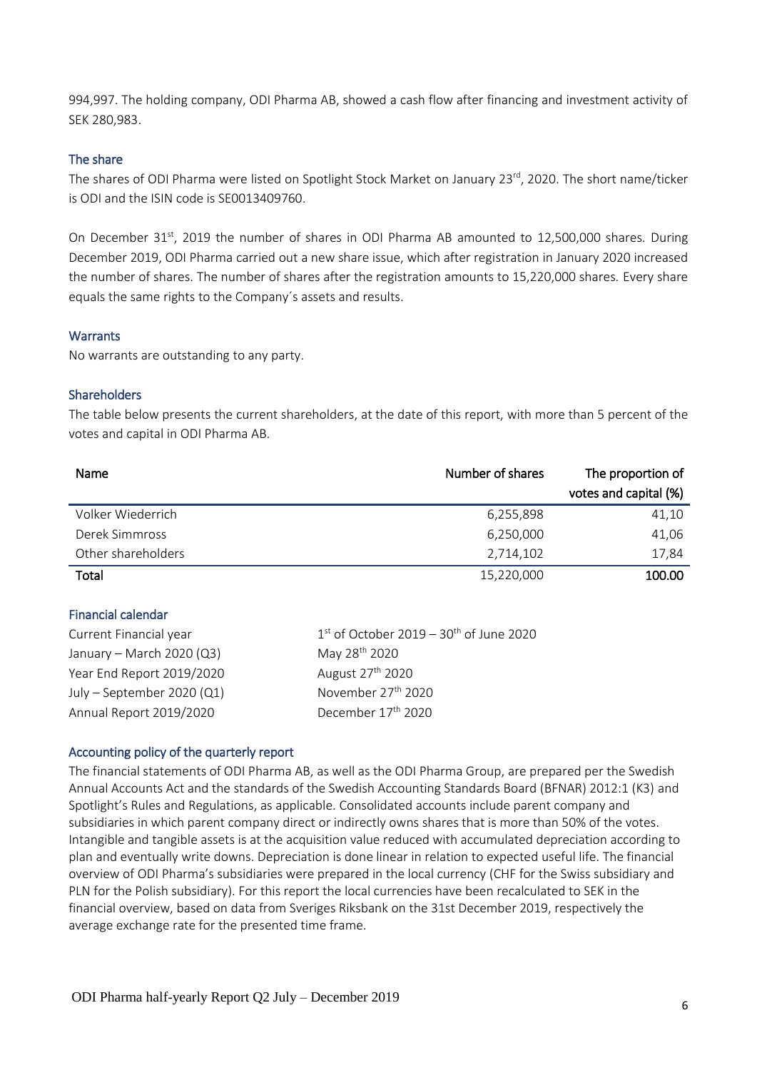994,997. The holding company, ODI Pharma AB, showed a cash flow after financing and investment activity of SEK 280,983.

## The share

The shares of ODI Pharma were listed on Spotlight Stock Market on January 23rd, 2020. The short name/ticker is ODI and the ISIN code is SE0013409760.

On December 31st, 2019 the number of shares in ODI Pharma AB amounted to 12,500,000 shares. During December 2019, ODI Pharma carried out a new share issue, which after registration in January 2020 increased the number of shares. The number of shares after the registration amounts to 15,220,000 shares. Every share equals the same rights to the Company´s assets and results.

## Warrants

No warrants are outstanding to any party.

## Shareholders

The table below presents the current shareholders, at the date of this report, with more than 5 percent of the votes and capital in ODI Pharma AB.

| Name | Number of shares | The proportion of votes and capital (%) |
|---|---:|---:|
| Volker Wiederrich | 6,255,898 | 41,10 |
| Derek Simmross | 6,250,000 | 41,06 |
| Other shareholders | 2,714,102 | 17,84 |
| **Total** | 15,220,000 | **100.00** |

## Financial calendar

| | |
|---|---|
| Current Financial year | 1st of October 2019 – 30th of June 2020 |
| January – March 2020 (Q3) | May 28th 2020 |
| Year End Report 2019/2020 | August 27th 2020 |
| July – September 2020 (Q1) | November 27th 2020 |
| Annual Report 2019/2020 | December 17th 2020 |

## Accounting policy of the quarterly report

The financial statements of ODI Pharma AB, as well as the ODI Pharma Group, are prepared per the Swedish Annual Accounts Act and the standards of the Swedish Accounting Standards Board (BFNAR) 2012:1 (K3) and Spotlight's Rules and Regulations, as applicable. Consolidated accounts include parent company and subsidiaries in which parent company direct or indirectly owns shares that is more than 50% of the votes. Intangible and tangible assets is at the acquisition value reduced with accumulated depreciation according to plan and eventually write downs. Depreciation is done linear in relation to expected useful life. The financial overview of ODI Pharma's subsidiaries were prepared in the local currency (CHF for the Swiss subsidiary and PLN for the Polish subsidiary). For this report the local currencies have been recalculated to SEK in the financial overview, based on data from Sveriges Riksbank on the 31st December 2019, respectively the average exchange rate for the presented time frame.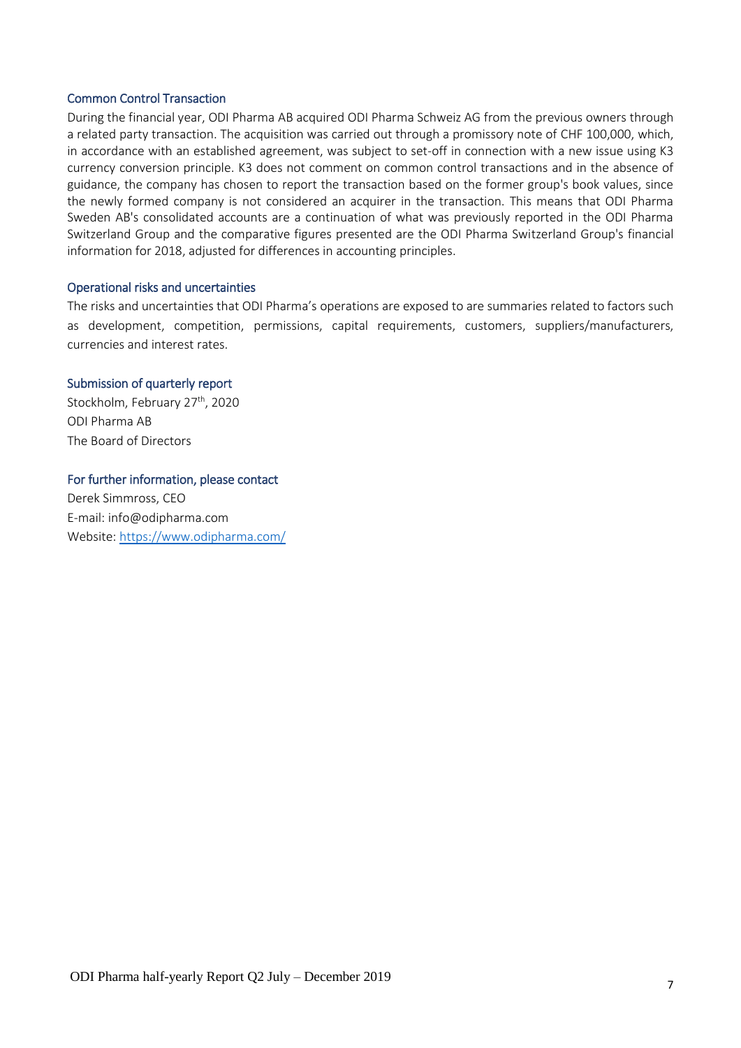### Common Control Transaction

During the financial year, ODI Pharma AB acquired ODI Pharma Schweiz AG from the previous owners through a related party transaction. The acquisition was carried out through a promissory note of CHF 100,000, which, in accordance with an established agreement, was subject to set-off in connection with a new issue using K3 currency conversion principle. K3 does not comment on common control transactions and in the absence of guidance, the company has chosen to report the transaction based on the former group's book values, since the newly formed company is not considered an acquirer in the transaction. This means that ODI Pharma Sweden AB's consolidated accounts are a continuation of what was previously reported in the ODI Pharma Switzerland Group and the comparative figures presented are the ODI Pharma Switzerland Group's financial information for 2018, adjusted for differences in accounting principles.

### Operational risks and uncertainties

The risks and uncertainties that ODI Pharma's operations are exposed to are summaries related to factors such as development, competition, permissions, capital requirements, customers, suppliers/manufacturers, currencies and interest rates.

### Submission of quarterly report

Stockholm, February 27th, 2020
ODI Pharma AB
The Board of Directors

### For further information, please contact

Derek Simmross, CEO
E-mail: info@odipharma.com
Website: https://www.odipharma.com/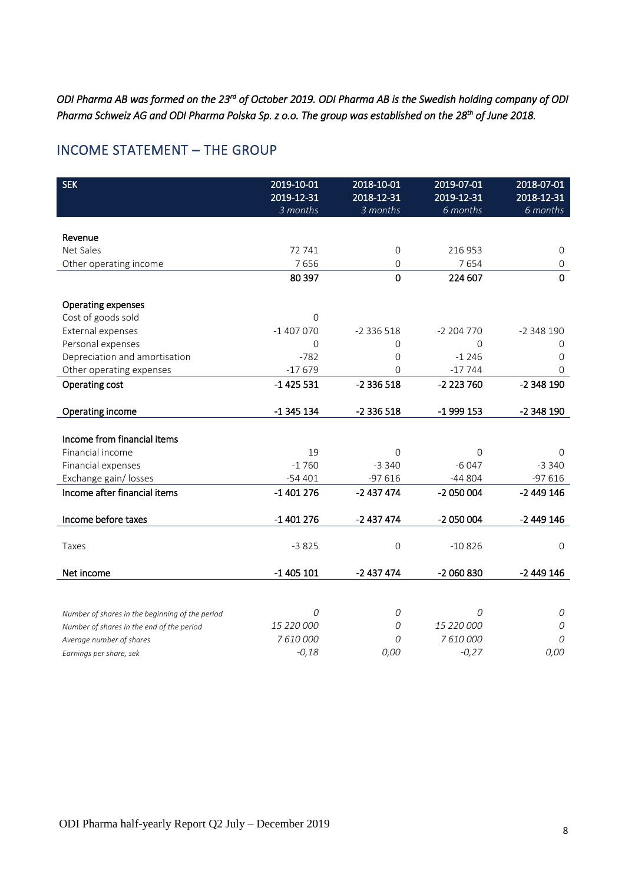*ODI Pharma AB was formed on the 23rd of October 2019. ODI Pharma AB is the Swedish holding company of ODI Pharma Schweiz AG and ODI Pharma Polska Sp. z o.o. The group was established on the 28th of June 2018.*

## INCOME STATEMENT – THE GROUP

| SEK | 2019-10-01<br>2019-12-31<br>*3 months* | 2018-10-01<br>2018-12-31<br>*3 months* | 2019-07-01<br>2019-12-31<br>*6 months* | 2018-07-01<br>2018-12-31<br>*6 months* |
|---|---|---|---|---|
| **Revenue** | | | | |
| Net Sales | 72 741 | 0 | 216 953 | 0 |
| Other operating income | 7 656 | 0 | 7 654 | 0 |
| | **80 397** | **0** | **224 607** | **0** |
| **Operating expenses** | | | | |
| Cost of goods sold | 0 | | | |
| External expenses | -1 407 070 | -2 336 518 | -2 204 770 | -2 348 190 |
| Personal expenses | 0 | 0 | 0 | 0 |
| Depreciation and amortisation | -782 | 0 | -1 246 | 0 |
| Other operating expenses | -17 679 | 0 | -17 744 | 0 |
| **Operating cost** | **-1 425 531** | **-2 336 518** | **-2 223 760** | **-2 348 190** |
| **Operating income** | **-1 345 134** | **-2 336 518** | **-1 999 153** | **-2 348 190** |
| **Income from financial items** | | | | |
| Financial income | 19 | 0 | 0 | 0 |
| Financial expenses | -1 760 | -3 340 | -6 047 | -3 340 |
| Exchange gain/ losses | -54 401 | -97 616 | -44 804 | -97 616 |
| **Income after financial items** | **-1 401 276** | **-2 437 474** | **-2 050 004** | **-2 449 146** |
| **Income before taxes** | **-1 401 276** | **-2 437 474** | **-2 050 004** | **-2 449 146** |
| Taxes | -3 825 | 0 | -10 826 | 0 |
| **Net income** | **-1 405 101** | **-2 437 474** | **-2 060 830** | **-2 449 146** |
| *Number of shares in the beginning of the period* | *0* | *0* | *0* | *0* |
| *Number of shares in the end of the period* | *15 220 000* | *0* | *15 220 000* | *0* |
| *Average number of shares* | *7 610 000* | *0* | *7 610 000* | *0* |
| *Earnings per share, sek* | *-0,18* | *0,00* | *-0,27* | *0,00* |

ODI Pharma half-yearly Report Q2 July – December 2019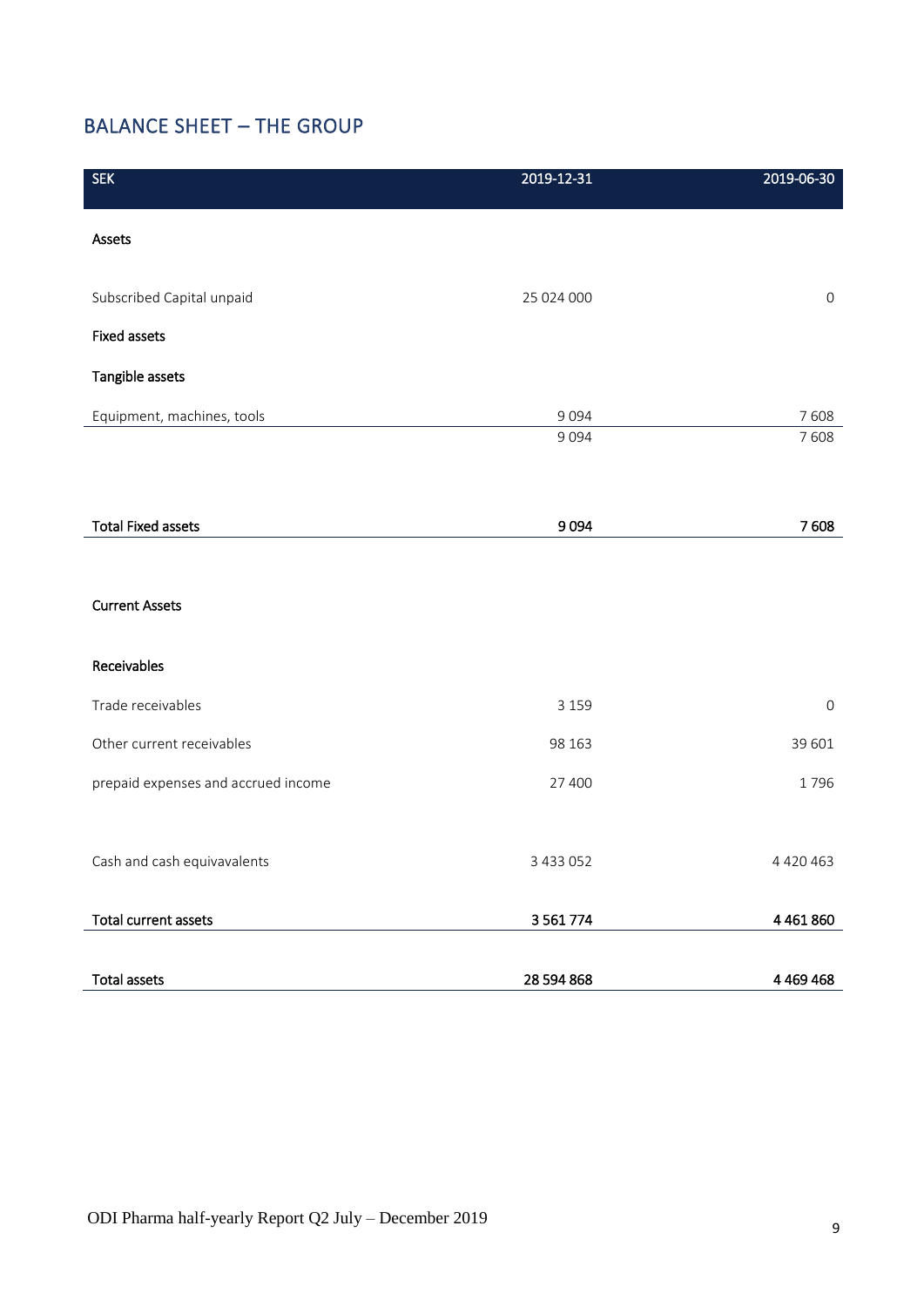## BALANCE SHEET – THE GROUP

| SEK | 2019-12-31 | 2019-06-30 |
|---|---|---|
| **Assets** | | |
| Subscribed Capital unpaid | 25 024 000 | 0 |
| **Fixed assets** | | |
| **Tangible assets** | | |
| Equipment, machines, tools | 9 094 | 7 608 |
| | 9 094 | 7 608 |
| **Total Fixed assets** | **9 094** | **7 608** |
| **Current Assets** | | |
| **Receivables** | | |
| Trade receivables | 3 159 | 0 |
| Other current receivables | 98 163 | 39 601 |
| prepaid expenses and accrued income | 27 400 | 1 796 |
| Cash and cash equivavalents | 3 433 052 | 4 420 463 |
| **Total current assets** | **3 561 774** | **4 461 860** |
| **Total assets** | **28 594 868** | **4 469 468** |

ODI Pharma half-yearly Report Q2 July – December 2019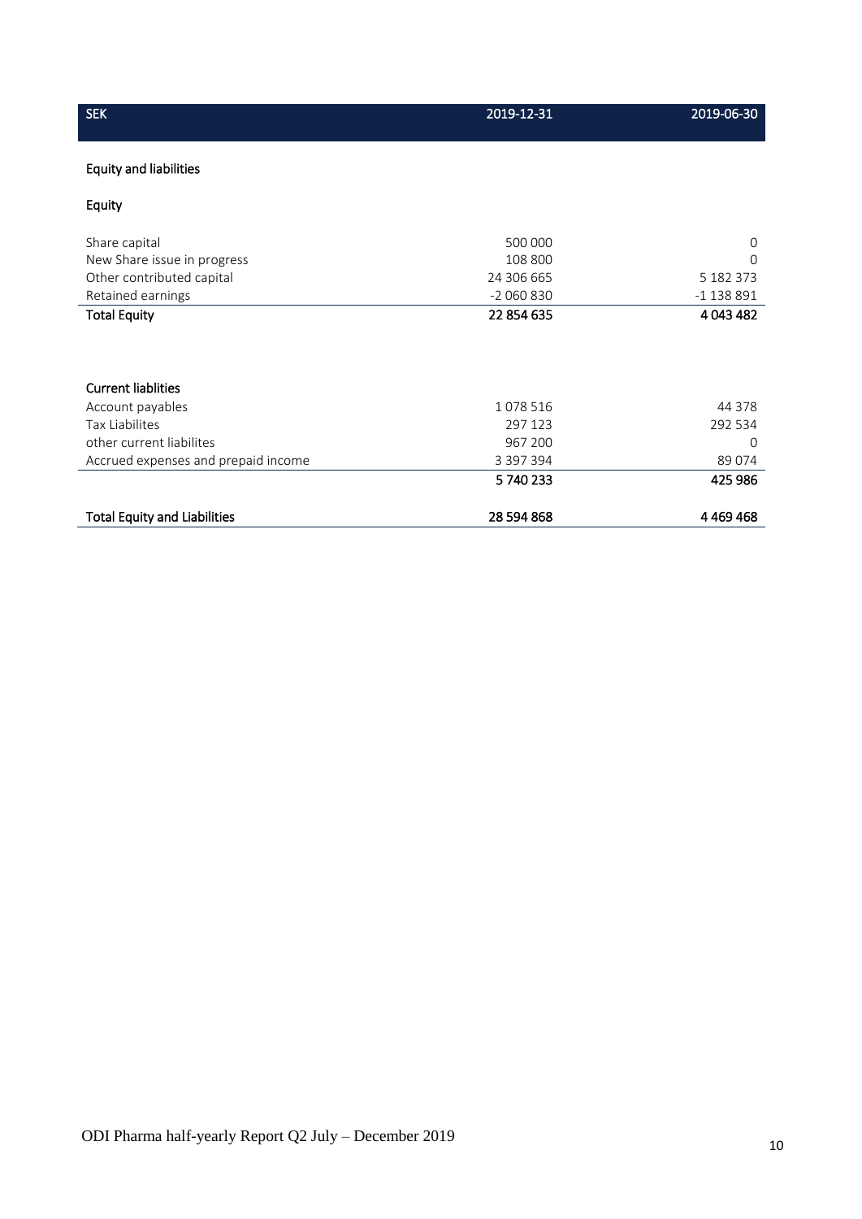| SEK | 2019-12-31 | 2019-06-30 |
|---|---|---|
| **Equity and liabilities** | | |
| **Equity** | | |
| Share capital | 500 000 | 0 |
| New Share issue in progress | 108 800 | 0 |
| Other contributed capital | 24 306 665 | 5 182 373 |
| Retained earnings | -2 060 830 | -1 138 891 |
| **Total Equity** | **22 854 635** | **4 043 482** |
| | | |
| **Current liablities** | | |
| Account payables | 1 078 516 | 44 378 |
| Tax Liabilites | 297 123 | 292 534 |
| other current liabilites | 967 200 | 0 |
| Accrued expenses and prepaid income | 3 397 394 | 89 074 |
| | **5 740 233** | **425 986** |
| | | |
| **Total Equity and Liabilities** | **28 594 868** | **4 469 468** |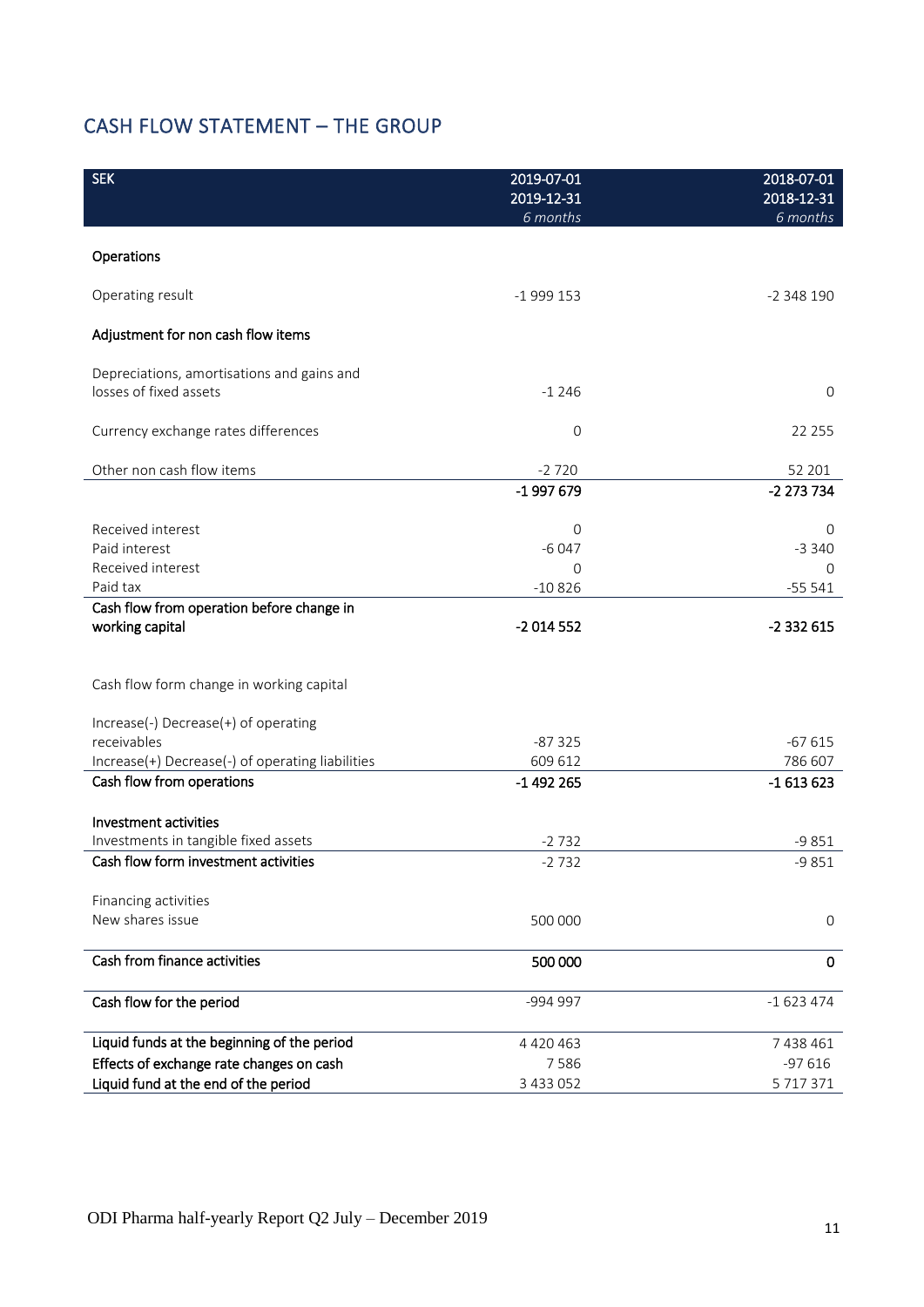## CASH FLOW STATEMENT – THE GROUP

| SEK | 2019-07-01<br>2019-12-31<br>*6 months* | 2018-07-01<br>2018-12-31<br>*6 months* |
|---|---|---|
| **Operations** | | |
| Operating result | -1 999 153 | -2 348 190 |
| **Adjustment for non cash flow items** | | |
| Depreciations, amortisations and gains and losses of fixed assets | -1 246 | 0 |
| Currency exchange rates differences | 0 | 22 255 |
| Other non cash flow items | -2 720 | 52 201 |
| | **-1 997 679** | **-2 273 734** |
| Received interest | 0 | 0 |
| Paid interest | -6 047 | -3 340 |
| Received interest | 0 | 0 |
| Paid tax | -10 826 | -55 541 |
| **Cash flow from operation before change in working capital** | **-2 014 552** | **-2 332 615** |
| Cash flow form change in working capital | | |
| Increase(-) Decrease(+) of operating receivables | -87 325 | -67 615 |
| Increase(+) Decrease(-) of operating liabilities | 609 612 | 786 607 |
| **Cash flow from operations** | **-1 492 265** | **-1 613 623** |
| **Investment activities** | | |
| Investments in tangible fixed assets | -2 732 | -9 851 |
| **Cash flow form investment activities** | -2 732 | -9 851 |
| Financing activities | | |
| New shares issue | 500 000 | 0 |
| **Cash from finance activities** | **500 000** | **0** |
| **Cash flow for the period** | -994 997 | -1 623 474 |
| **Liquid funds at the beginning of the period** | 4 420 463 | 7 438 461 |
| **Effects of exchange rate changes on cash** | 7 586 | -97 616 |
| **Liquid fund at the end of the period** | 3 433 052 | 5 717 371 |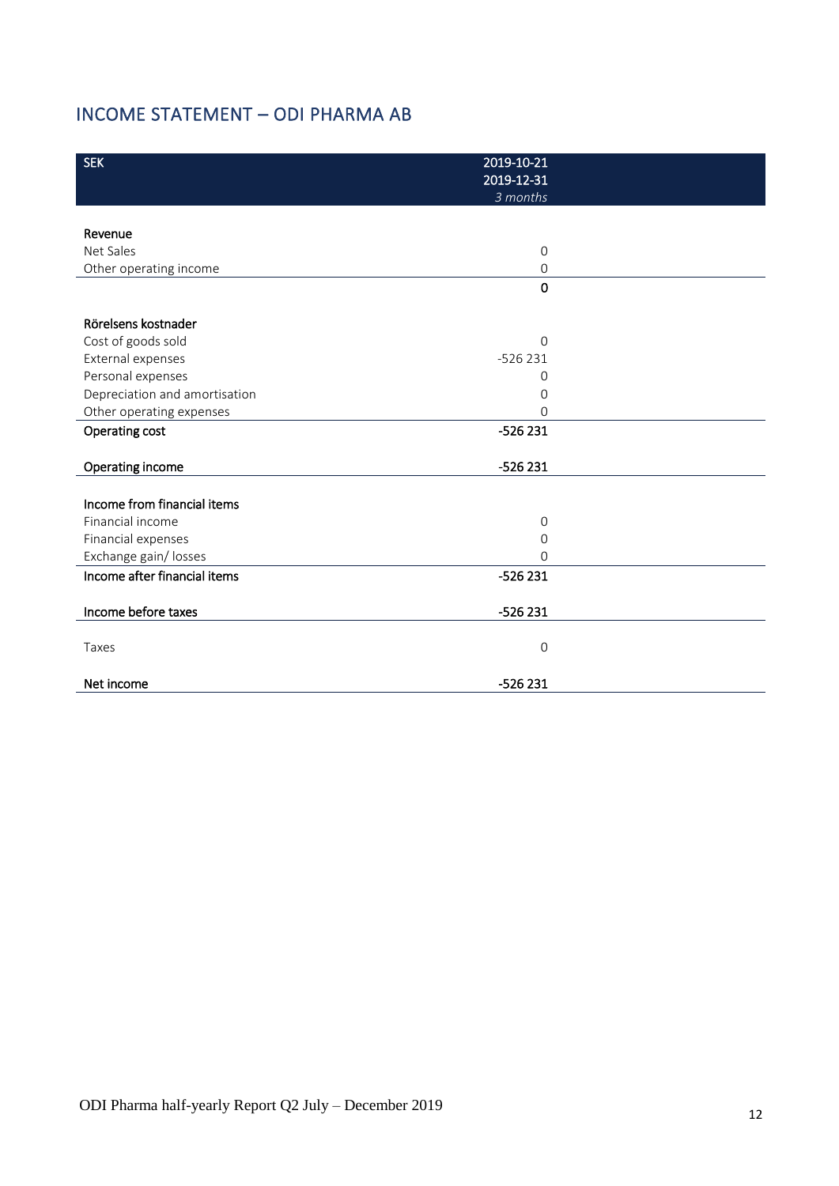## INCOME STATEMENT – ODI PHARMA AB

| SEK | 2019-10-21<br>2019-12-31<br>*3 months* |
|---|---|
| **Revenue** | |
| Net Sales | 0 |
| Other operating income | 0 |
| | **0** |
| **Rörelsens kostnader** | |
| Cost of goods sold | 0 |
| External expenses | -526 231 |
| Personal expenses | 0 |
| Depreciation and amortisation | 0 |
| Other operating expenses | 0 |
| **Operating cost** | **-526 231** |
| **Operating income** | **-526 231** |
| **Income from financial items** | |
| Financial income | 0 |
| Financial expenses | 0 |
| Exchange gain/ losses | 0 |
| **Income after financial items** | **-526 231** |
| **Income before taxes** | **-526 231** |
| Taxes | 0 |
| **Net income** | **-526 231** |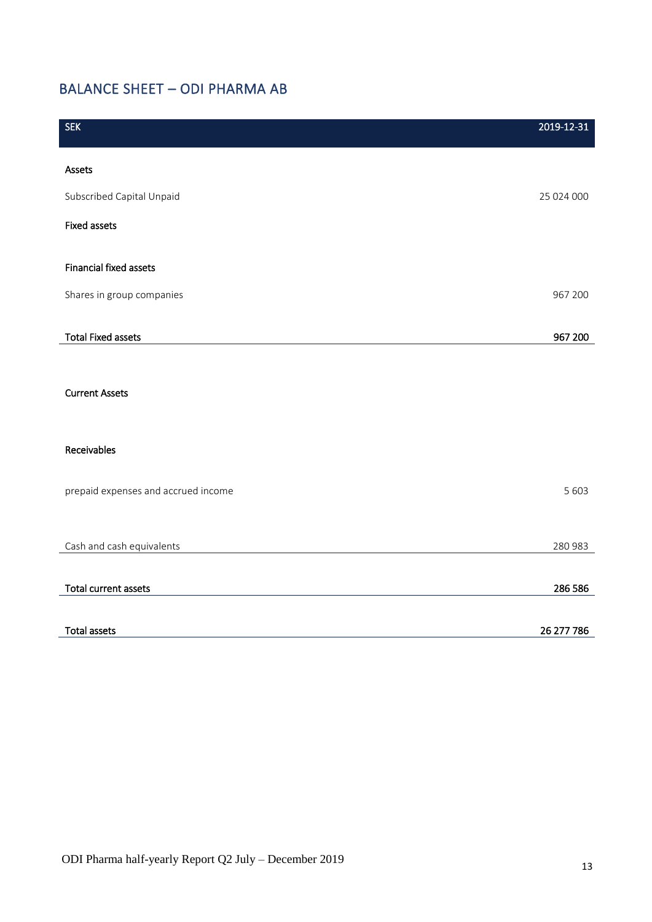## BALANCE SHEET – ODI PHARMA AB

| SEK | 2019-12-31 |
|---|---|
| **Assets** | |
| Subscribed Capital Unpaid | 25 024 000 |
| **Fixed assets** | |
| **Financial fixed assets** | |
| Shares in group companies | 967 200 |
| **Total Fixed assets** | **967 200** |
| **Current Assets** | |
| **Receivables** | |
| prepaid expenses and accrued income | 5 603 |
| Cash and cash equivalents | 280 983 |
| **Total current assets** | **286 586** |
| **Total assets** | **26 277 786** |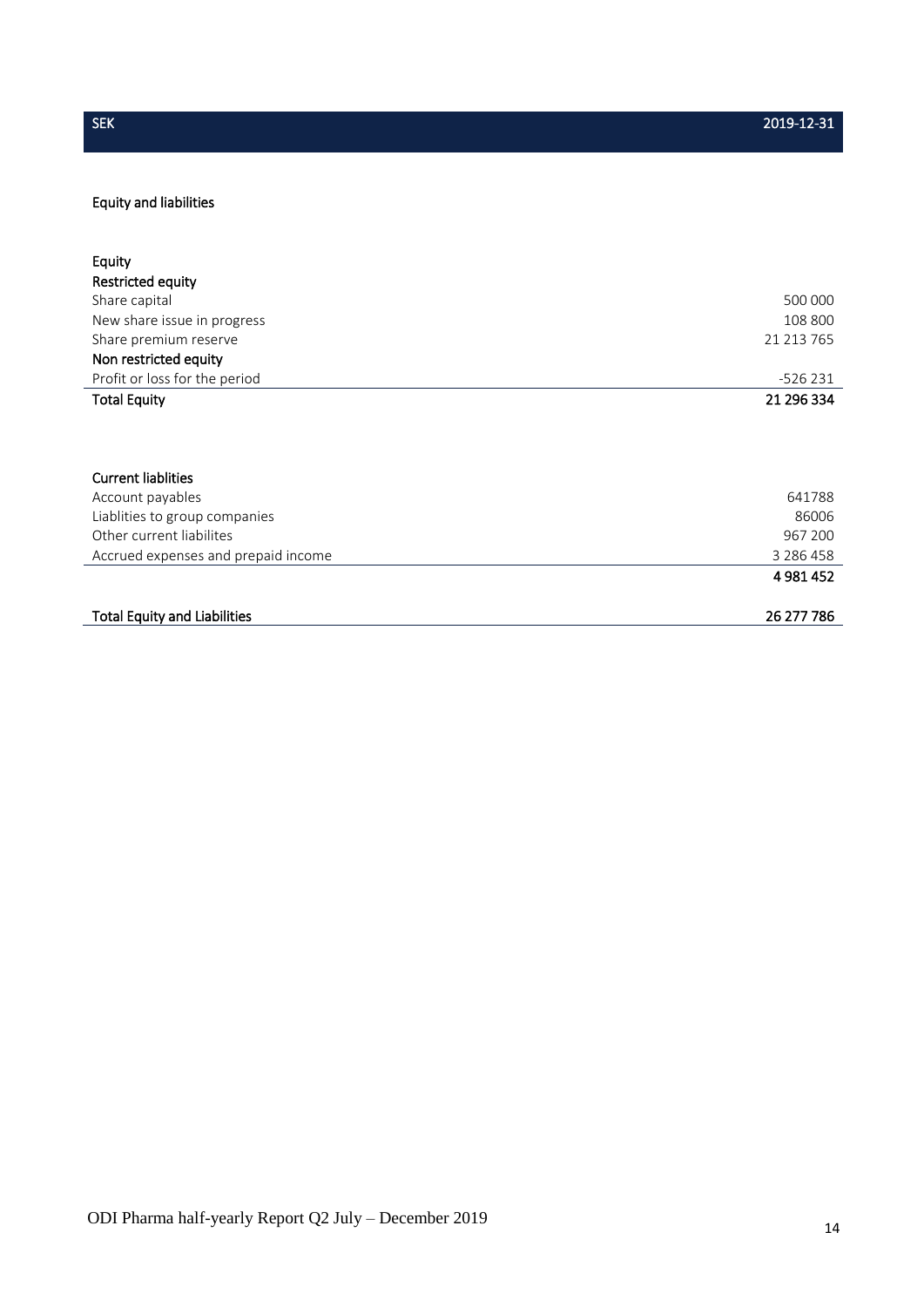| SEK | 2019-12-31 |
|---|---|
| **Equity and liabilities** | |
| | |
| **Equity** | |
| **Restricted equity** | |
| Share capital | 500 000 |
| New share issue in progress | 108 800 |
| Share premium reserve | 21 213 765 |
| **Non restricted equity** | |
| Profit or loss for the period | -526 231 |
| **Total Equity** | **21 296 334** |
| | |
| **Current liablities** | |
| Account payables | 641788 |
| Liablities to group companies | 86006 |
| Other current liabilites | 967 200 |
| Accrued expenses and prepaid income | 3 286 458 |
| | **4 981 452** |
| | |
| **Total Equity and Liabilities** | **26 277 786** |

ODI Pharma half-yearly Report Q2 July – December 2019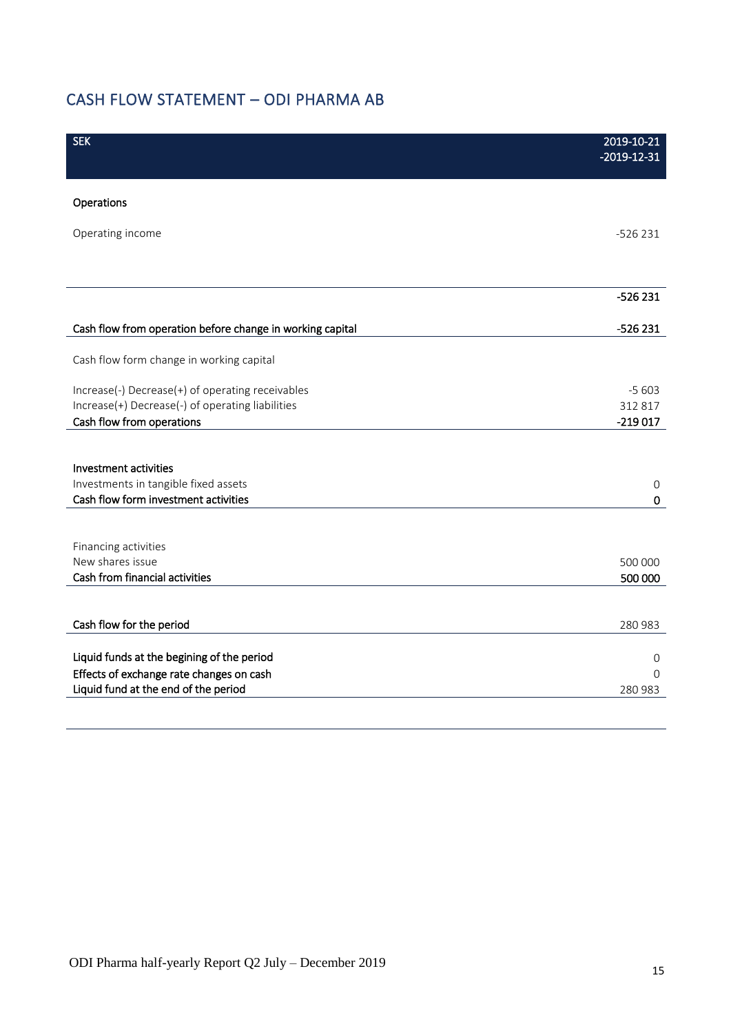## CASH FLOW STATEMENT – ODI PHARMA AB

| SEK | 2019-10-21 -2019-12-31 |
|---|---|
| **Operations** | |
| Operating income | -526 231 |
| | **-526 231** |
| **Cash flow from operation before change in working capital** | **-526 231** |
| Cash flow form change in working capital | |
| Increase(-) Decrease(+) of operating receivables | -5 603 |
| Increase(+) Decrease(-) of operating liabilities | 312 817 |
| **Cash flow from operations** | **-219 017** |
| **Investment activities** | |
| Investments in tangible fixed assets | 0 |
| **Cash flow form investment activities** | **0** |
| Financing activities | |
| New shares issue | 500 000 |
| **Cash from financial activities** | **500 000** |
| **Cash flow for the period** | 280 983 |
| **Liquid funds at the begining of the period** | 0 |
| **Effects of exchange rate changes on cash** | 0 |
| **Liquid fund at the end of the period** | 280 983 |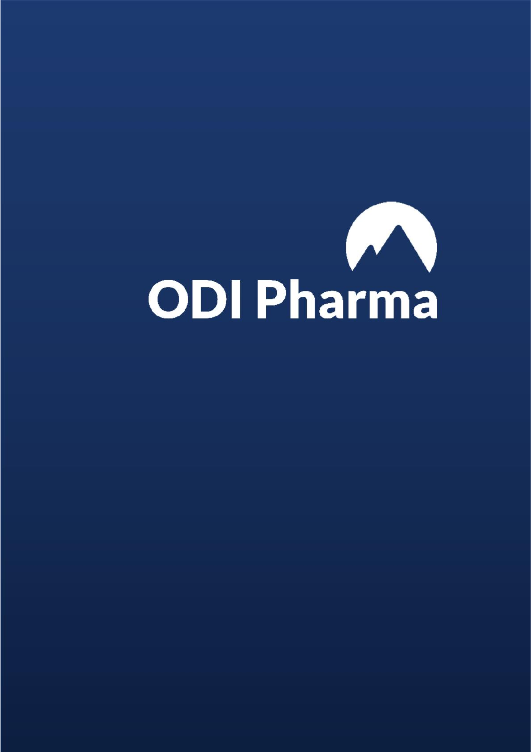ODI Pharma